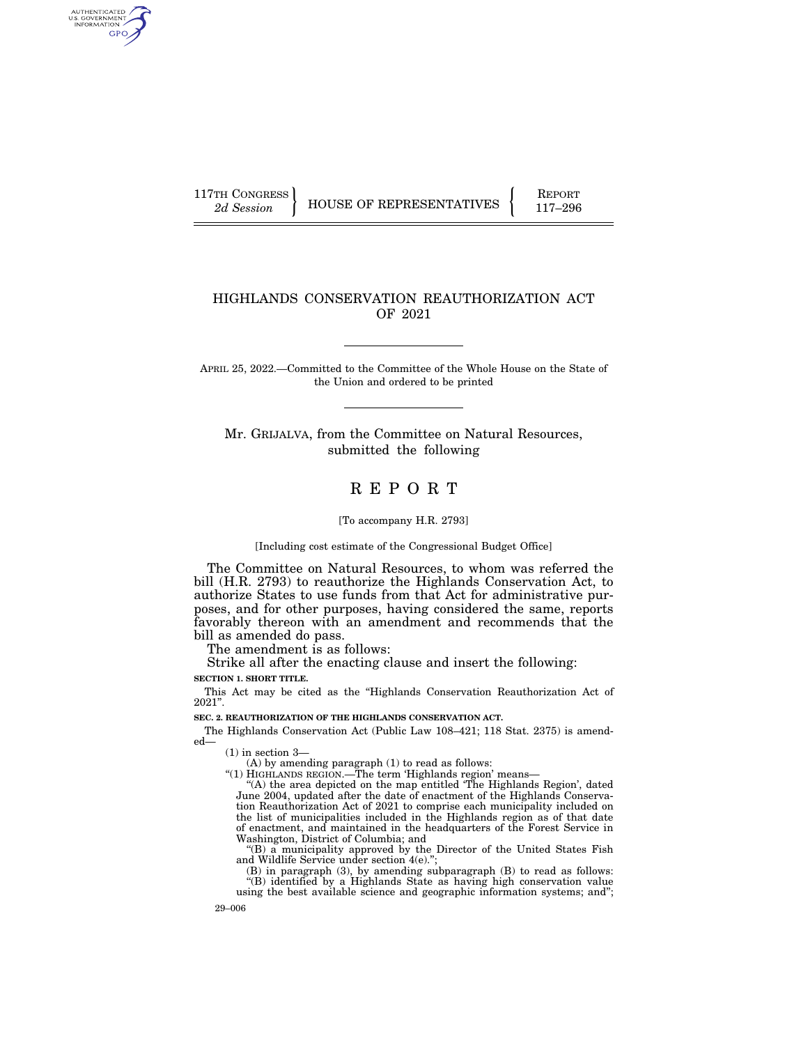117TH CONGRESS
2d Session

HOUSE OF REPRESENTATIVES

REPORT
117–296

# HIGHLANDS CONSERVATION REAUTHORIZATION ACT OF 2021

APRIL 25, 2022.—Committed to the Committee of the Whole House on the State of the Union and ordered to be printed

Mr. GRIJALVA, from the Committee on Natural Resources, submitted the following

# REPORT

[To accompany H.R. 2793]

[Including cost estimate of the Congressional Budget Office]

The Committee on Natural Resources, to whom was referred the bill (H.R. 2793) to reauthorize the Highlands Conservation Act, to authorize States to use funds from that Act for administrative purposes, and for other purposes, having considered the same, reports favorably thereon with an amendment and recommends that the bill as amended do pass.

The amendment is as follows:

Strike all after the enacting clause and insert the following:

**SECTION 1. SHORT TITLE.**

This Act may be cited as the "Highlands Conservation Reauthorization Act of 2021".

**SEC. 2. REAUTHORIZATION OF THE HIGHLANDS CONSERVATION ACT.**

The Highlands Conservation Act (Public Law 108–421; 118 Stat. 2375) is amended—

(1) in section 3—

(A) by amending paragraph (1) to read as follows:

"(1) HIGHLANDS REGION.—The term 'Highlands region' means—

"(A) the area depicted on the map entitled 'The Highlands Region', dated June 2004, updated after the date of enactment of the Highlands Conservation Reauthorization Act of 2021 to comprise each municipality included on the list of municipalities included in the Highlands region as of that date of enactment, and maintained in the headquarters of the Forest Service in Washington, District of Columbia; and

"(B) a municipality approved by the Director of the United States Fish and Wildlife Service under section 4(e).";

(B) in paragraph (3), by amending subparagraph (B) to read as follows:

"(B) identified by a Highlands State as having high conservation value using the best available science and geographic information systems; and";

29–006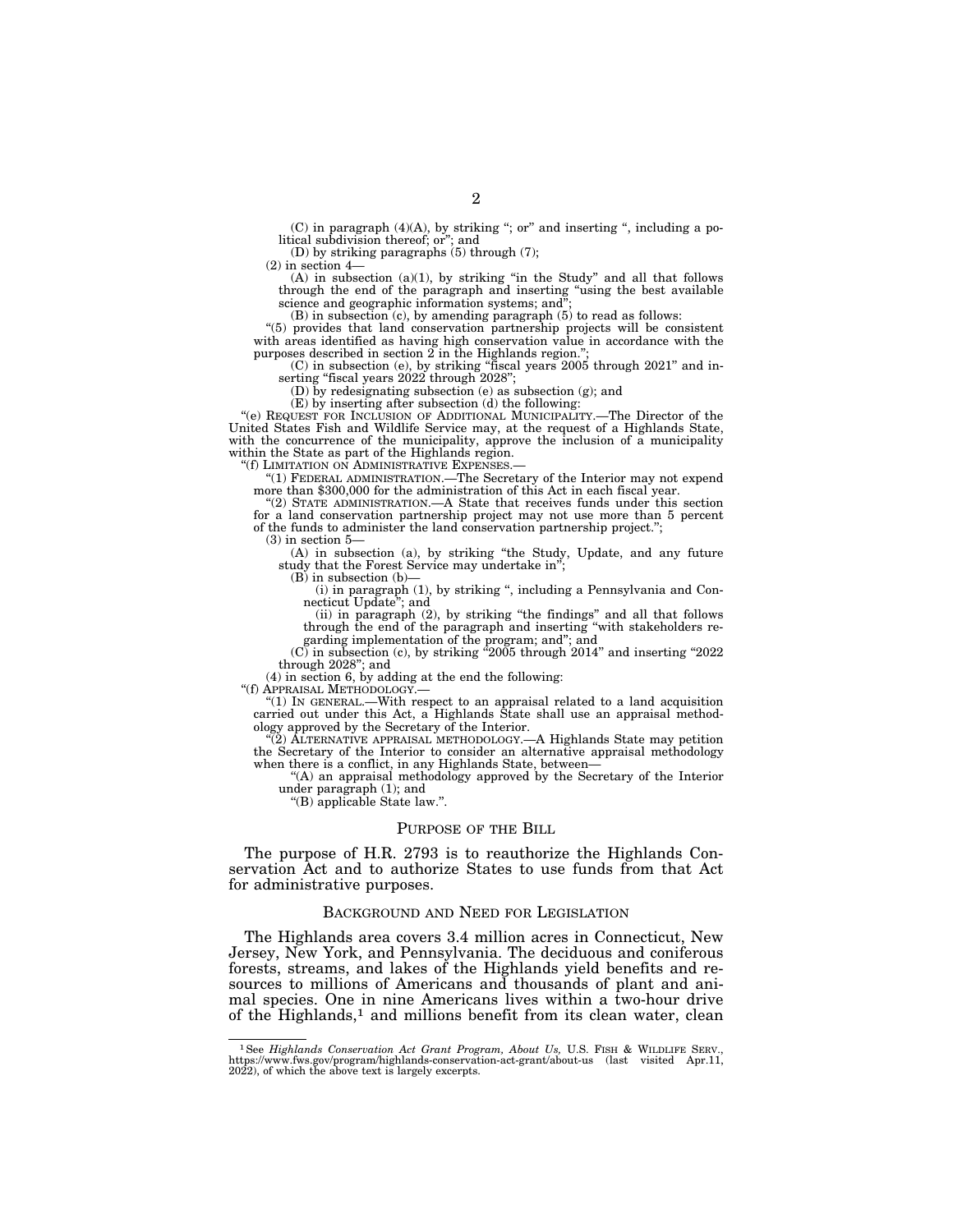(C) in paragraph (4)(A), by striking "; or" and inserting ", including a political subdivision thereof; or"; and

(D) by striking paragraphs (5) through (7);

(2) in section 4—

(A) in subsection (a)(1), by striking "in the Study" and all that follows through the end of the paragraph and inserting "using the best available science and geographic information systems; and";

(B) in subsection (c), by amending paragraph (5) to read as follows:

"(5) provides that land conservation partnership projects will be consistent with areas identified as having high conservation value in accordance with the purposes described in section 2 in the Highlands region.";

(C) in subsection (e), by striking "fiscal years 2005 through 2021" and inserting "fiscal years 2022 through 2028";

(D) by redesignating subsection (e) as subsection (g); and

(E) by inserting after subsection (d) the following:

"(e) REQUEST FOR INCLUSION OF ADDITIONAL MUNICIPALITY.—The Director of the United States Fish and Wildlife Service may, at the request of a Highlands State, with the concurrence of the municipality, approve the inclusion of a municipality within the State as part of the Highlands region.

"(f) LIMITATION ON ADMINISTRATIVE EXPENSES.—

"(1) FEDERAL ADMINISTRATION.—The Secretary of the Interior may not expend more than $300,000 for the administration of this Act in each fiscal year.

"(2) STATE ADMINISTRATION.—A State that receives funds under this section for a land conservation partnership project may not use more than 5 percent of the funds to administer the land conservation partnership project.";

(3) in section 5—

(A) in subsection (a), by striking "the Study, Update, and any future study that the Forest Service may undertake in";

(B) in subsection (b)—

(i) in paragraph (1), by striking ", including a Pennsylvania and Connecticut Update"; and

(ii) in paragraph (2), by striking "the findings" and all that follows through the end of the paragraph and inserting "with stakeholders regarding implementation of the program; and"; and

(C) in subsection (c), by striking "2005 through 2014" and inserting "2022 through 2028"; and

(4) in section 6, by adding at the end the following:

"(f) APPRAISAL METHODOLOGY.—

"(1) IN GENERAL.—With respect to an appraisal related to a land acquisition carried out under this Act, a Highlands State shall use an appraisal methodology approved by the Secretary of the Interior.

"(2) ALTERNATIVE APPRAISAL METHODOLOGY.—A Highlands State may petition the Secretary of the Interior to consider an alternative appraisal methodology when there is a conflict, in any Highlands State, between—

"(A) an appraisal methodology approved by the Secretary of the Interior under paragraph (1); and

"(B) applicable State law.".

## PURPOSE OF THE BILL

The purpose of H.R. 2793 is to reauthorize the Highlands Conservation Act and to authorize States to use funds from that Act for administrative purposes.

## BACKGROUND AND NEED FOR LEGISLATION

The Highlands area covers 3.4 million acres in Connecticut, New Jersey, New York, and Pennsylvania. The deciduous and coniferous forests, streams, and lakes of the Highlands yield benefits and resources to millions of Americans and thousands of plant and animal species. One in nine Americans lives within a two-hour drive of the Highlands,[1] and millions benefit from its clean water, clean

[1] See *Highlands Conservation Act Grant Program, About Us,* U.S. FISH & WILDLIFE SERV., https://www.fws.gov/program/highlands-conservation-act-grant/about-us (last visited Apr.11, 2022), of which the above text is largely excerpts.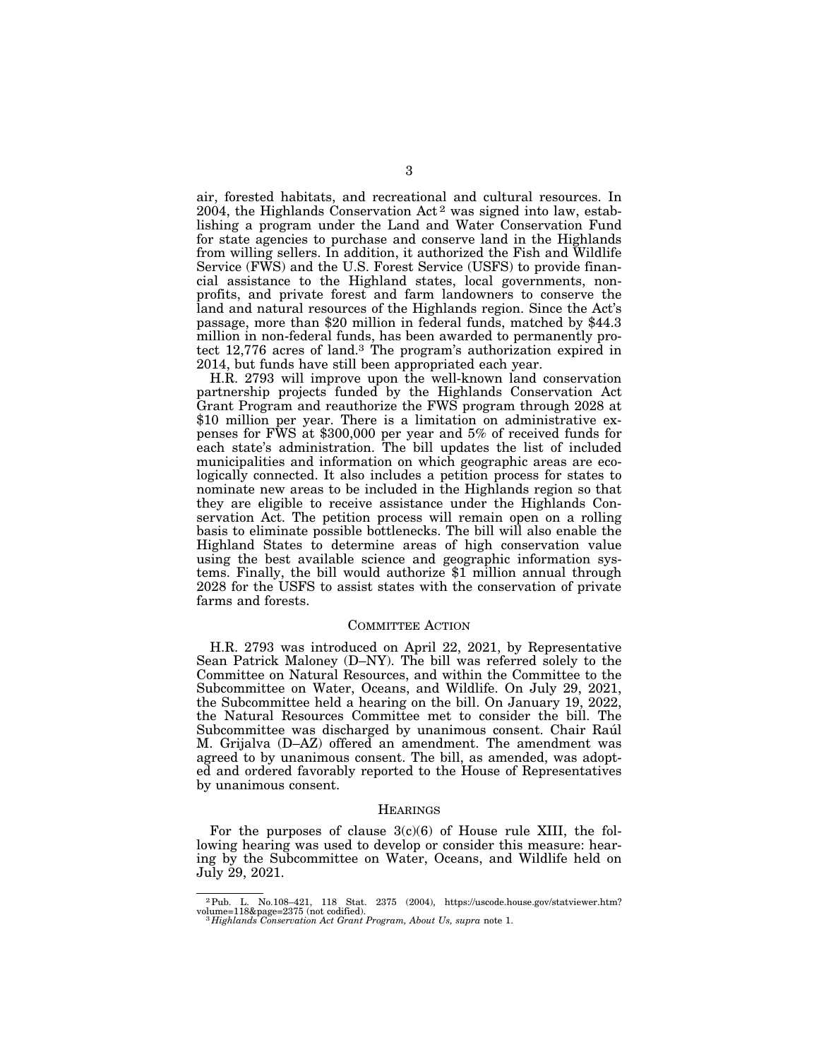air, forested habitats, and recreational and cultural resources. In 2004, the Highlands Conservation Act[2] was signed into law, establishing a program under the Land and Water Conservation Fund for state agencies to purchase and conserve land in the Highlands from willing sellers. In addition, it authorized the Fish and Wildlife Service (FWS) and the U.S. Forest Service (USFS) to provide financial assistance to the Highland states, local governments, nonprofits, and private forest and farm landowners to conserve the land and natural resources of the Highlands region. Since the Act's passage, more than $20 million in federal funds, matched by $44.3 million in non-federal funds, has been awarded to permanently protect 12,776 acres of land.[3] The program's authorization expired in 2014, but funds have still been appropriated each year.

H.R. 2793 will improve upon the well-known land conservation partnership projects funded by the Highlands Conservation Act Grant Program and reauthorize the FWS program through 2028 at $10 million per year. There is a limitation on administrative expenses for FWS at $300,000 per year and 5% of received funds for each state's administration. The bill updates the list of included municipalities and information on which geographic areas are ecologically connected. It also includes a petition process for states to nominate new areas to be included in the Highlands region so that they are eligible to receive assistance under the Highlands Conservation Act. The petition process will remain open on a rolling basis to eliminate possible bottlenecks. The bill will also enable the Highland States to determine areas of high conservation value using the best available science and geographic information systems. Finally, the bill would authorize $1 million annual through 2028 for the USFS to assist states with the conservation of private farms and forests.

## Committee Action

H.R. 2793 was introduced on April 22, 2021, by Representative Sean Patrick Maloney (D–NY). The bill was referred solely to the Committee on Natural Resources, and within the Committee to the Subcommittee on Water, Oceans, and Wildlife. On July 29, 2021, the Subcommittee held a hearing on the bill. On January 19, 2022, the Natural Resources Committee met to consider the bill. The Subcommittee was discharged by unanimous consent. Chair Raúl M. Grijalva (D–AZ) offered an amendment. The amendment was agreed to by unanimous consent. The bill, as amended, was adopted and ordered favorably reported to the House of Representatives by unanimous consent.

## Hearings

For the purposes of clause 3(c)(6) of House rule XIII, the following hearing was used to develop or consider this measure: hearing by the Subcommittee on Water, Oceans, and Wildlife held on July 29, 2021.

---

[2] Pub. L. No.108–421, 118 Stat. 2375 (2004), https://uscode.house.gov/statviewer.htm?volume=118&page=2375 (not codified).

[3] *Highlands Conservation Act Grant Program, About Us, supra* note 1.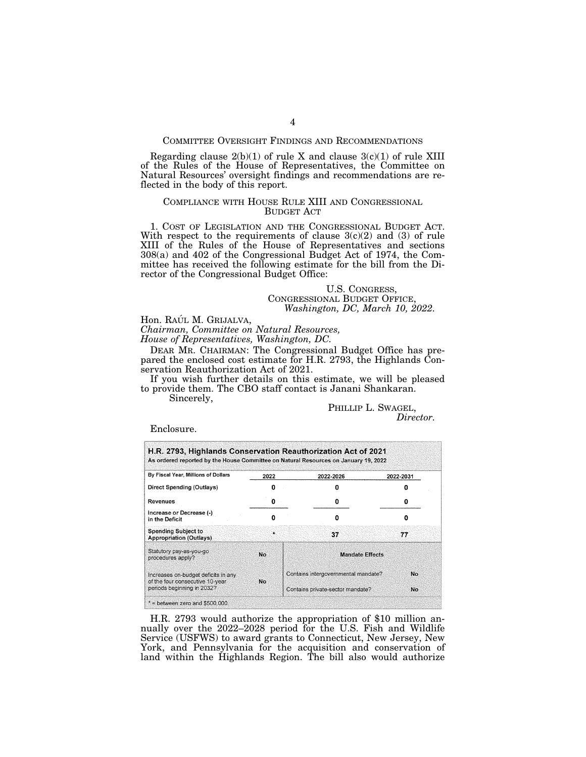## COMMITTEE OVERSIGHT FINDINGS AND RECOMMENDATIONS

Regarding clause 2(b)(1) of rule X and clause 3(c)(1) of rule XIII of the Rules of the House of Representatives, the Committee on Natural Resources' oversight findings and recommendations are reflected in the body of this report.

## COMPLIANCE WITH HOUSE RULE XIII AND CONGRESSIONAL BUDGET ACT

1. COST OF LEGISLATION AND THE CONGRESSIONAL BUDGET ACT. With respect to the requirements of clause 3(c)(2) and (3) of rule XIII of the Rules of the House of Representatives and sections 308(a) and 402 of the Congressional Budget Act of 1974, the Committee has received the following estimate for the bill from the Director of the Congressional Budget Office:

U.S. CONGRESS,
CONGRESSIONAL BUDGET OFFICE,
*Washington, DC, March 10, 2022.*

Hon. RAÚL M. GRIJALVA,
*Chairman, Committee on Natural Resources,*
*House of Representatives, Washington, DC.*

DEAR MR. CHAIRMAN: The Congressional Budget Office has prepared the enclosed cost estimate for H.R. 2793, the Highlands Conservation Reauthorization Act of 2021.

If you wish further details on this estimate, we will be pleased to provide them. The CBO staff contact is Janani Shankaran.

Sincerely,

PHILLIP L. SWAGEL,
*Director.*

Enclosure.

**H.R. 2793, Highlands Conservation Reauthorization Act of 2021**
As ordered reported by the House Committee on Natural Resources on January 19, 2022

| By Fiscal Year, Millions of Dollars | 2022 | 2022-2026 | 2022-2031 |
|---|---|---|---|
| Direct Spending (Outlays) | 0 | 0 | 0 |
| Revenues | 0 | 0 | 0 |
| Increase or Decrease (-) in the Deficit | 0 | 0 | 0 |
| Spending Subject to Appropriation (Outlays) | * | 37 | 77 |

| Statutory pay-as-you-go procedures apply? | No | Mandate Effects | |
|---|---|---|---|
| Increases on-budget deficits in any of the four consecutive 10-year periods beginning in 2032? | No | Contains intergovernmental mandate? | No |
| | | Contains private-sector mandate? | No |

* = between zero and $500,000.

H.R. 2793 would authorize the appropriation of $10 million annually over the 2022–2028 period for the U.S. Fish and Wildlife Service (USFWS) to award grants to Connecticut, New Jersey, New York, and Pennsylvania for the acquisition and conservation of land within the Highlands Region. The bill also would authorize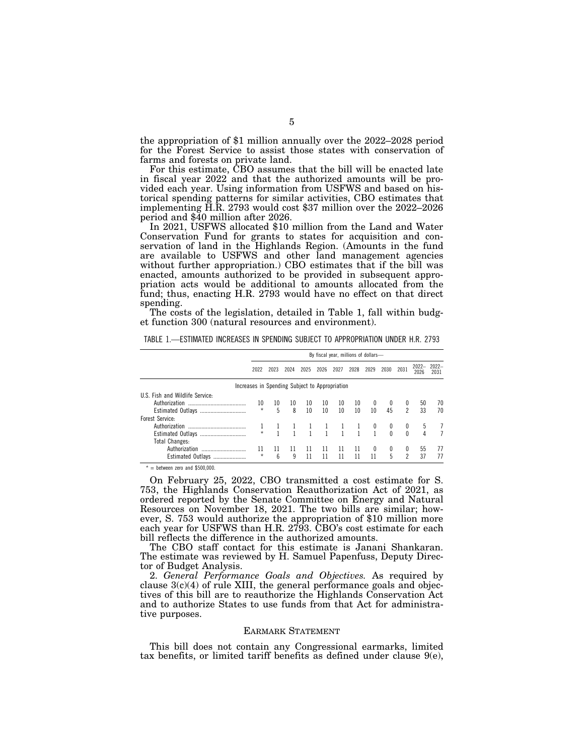the appropriation of $1 million annually over the 2022–2028 period for the Forest Service to assist those states with conservation of farms and forests on private land.

For this estimate, CBO assumes that the bill will be enacted late in fiscal year 2022 and that the authorized amounts will be provided each year. Using information from USFWS and based on historical spending patterns for similar activities, CBO estimates that implementing H.R. 2793 would cost $37 million over the 2022–2026 period and $40 million after 2026.

In 2021, USFWS allocated $10 million from the Land and Water Conservation Fund for grants to states for acquisition and conservation of land in the Highlands Region. (Amounts in the fund are available to USFWS and other land management agencies without further appropriation.) CBO estimates that if the bill was enacted, amounts authorized to be provided in subsequent appropriation acts would be additional to amounts allocated from the fund; thus, enacting H.R. 2793 would have no effect on that direct spending.

The costs of the legislation, detailed in Table 1, fall within budget function 300 (natural resources and environment).

TABLE 1.—ESTIMATED INCREASES IN SPENDING SUBJECT TO APPROPRIATION UNDER H.R. 2793

| | By fiscal year, millions of dollars— | | | | | | | | | | | |
|---|---|---|---|---|---|---|---|---|---|---|---|---|
| | 2022 | 2023 | 2024 | 2025 | 2026 | 2027 | 2028 | 2029 | 2030 | 2031 | 2022–2026 | 2022–2031 |
| **Increases in Spending Subject to Appropriation** | | | | | | | | | | | | |
| U.S. Fish and Wildlife Service: | | | | | | | | | | | | |
| Authorization | 10 | 10 | 10 | 10 | 10 | 10 | 10 | 0 | 0 | 0 | 50 | 70 |
| Estimated Outlays | * | 5 | 8 | 10 | 10 | 10 | 10 | 10 | 45 | 2 | 33 | 70 |
| Forest Service: | | | | | | | | | | | | |
| Authorization | 1 | 1 | 1 | 1 | 1 | 1 | 1 | 0 | 0 | 0 | 5 | 7 |
| Estimated Outlays | * | 1 | 1 | 1 | 1 | 1 | 1 | 1 | 0 | 0 | 4 | 7 |
| Total Changes: | | | | | | | | | | | | |
| Authorization | 11 | 11 | 11 | 11 | 11 | 11 | 11 | 0 | 0 | 0 | 55 | 77 |
| Estimated Outlays | * | 6 | 9 | 11 | 11 | 11 | 11 | 11 | 5 | 2 | 37 | 77 |

* = between zero and $500,000.

On February 25, 2022, CBO transmitted a cost estimate for S. 753, the Highlands Conservation Reauthorization Act of 2021, as ordered reported by the Senate Committee on Energy and Natural Resources on November 18, 2021. The two bills are similar; however, S. 753 would authorize the appropriation of $10 million more each year for USFWS than H.R. 2793. CBO's cost estimate for each bill reflects the difference in the authorized amounts.

The CBO staff contact for this estimate is Janani Shankaran. The estimate was reviewed by H. Samuel Papenfuss, Deputy Director of Budget Analysis.

2. *General Performance Goals and Objectives.* As required by clause 3(c)(4) of rule XIII, the general performance goals and objectives of this bill are to reauthorize the Highlands Conservation Act and to authorize States to use funds from that Act for administrative purposes.

## EARMARK STATEMENT

This bill does not contain any Congressional earmarks, limited tax benefits, or limited tariff benefits as defined under clause 9(e),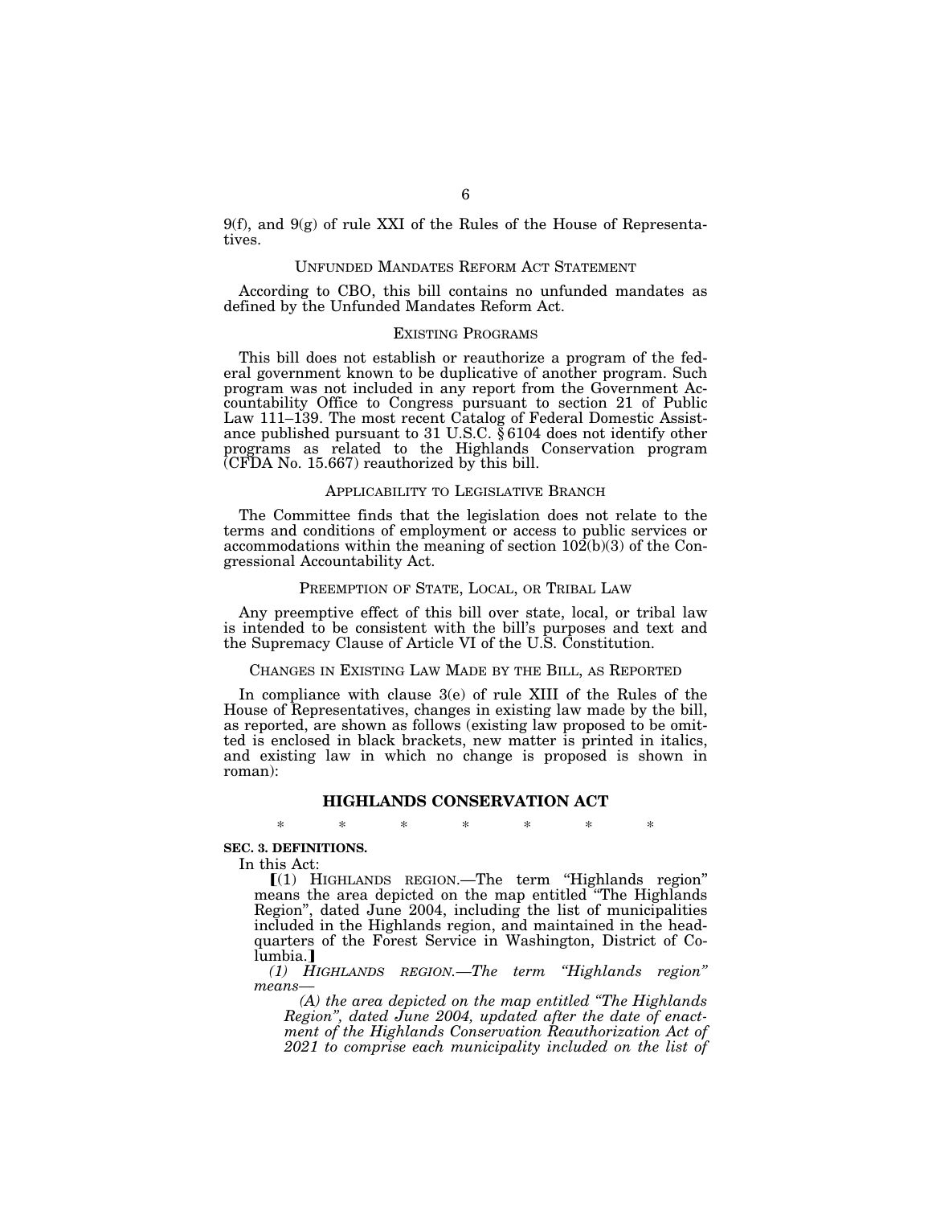9(f), and 9(g) of rule XXI of the Rules of the House of Representatives.

## UNFUNDED MANDATES REFORM ACT STATEMENT

According to CBO, this bill contains no unfunded mandates as defined by the Unfunded Mandates Reform Act.

## EXISTING PROGRAMS

This bill does not establish or reauthorize a program of the federal government known to be duplicative of another program. Such program was not included in any report from the Government Accountability Office to Congress pursuant to section 21 of Public Law 111–139. The most recent Catalog of Federal Domestic Assistance published pursuant to 31 U.S.C. § 6104 does not identify other programs as related to the Highlands Conservation program (CFDA No. 15.667) reauthorized by this bill.

## APPLICABILITY TO LEGISLATIVE BRANCH

The Committee finds that the legislation does not relate to the terms and conditions of employment or access to public services or accommodations within the meaning of section 102(b)(3) of the Congressional Accountability Act.

## PREEMPTION OF STATE, LOCAL, OR TRIBAL LAW

Any preemptive effect of this bill over state, local, or tribal law is intended to be consistent with the bill's purposes and text and the Supremacy Clause of Article VI of the U.S. Constitution.

## CHANGES IN EXISTING LAW MADE BY THE BILL, AS REPORTED

In compliance with clause 3(e) of rule XIII of the Rules of the House of Representatives, changes in existing law made by the bill, as reported, are shown as follows (existing law proposed to be omitted is enclosed in black brackets, new matter is printed in italics, and existing law in which no change is proposed is shown in roman):

## HIGHLANDS CONSERVATION ACT

\* \* \* \* \* \* \*

**SEC. 3. DEFINITIONS.**

In this Act:

⟦(1) HIGHLANDS REGION.—The term "Highlands region" means the area depicted on the map entitled "The Highlands Region", dated June 2004, including the list of municipalities included in the Highlands region, and maintained in the headquarters of the Forest Service in Washington, District of Columbia.⟧

*(1) HIGHLANDS REGION.—The term "Highlands region" means—*

*(A) the area depicted on the map entitled "The Highlands Region", dated June 2004, updated after the date of enactment of the Highlands Conservation Reauthorization Act of 2021 to comprise each municipality included on the list of*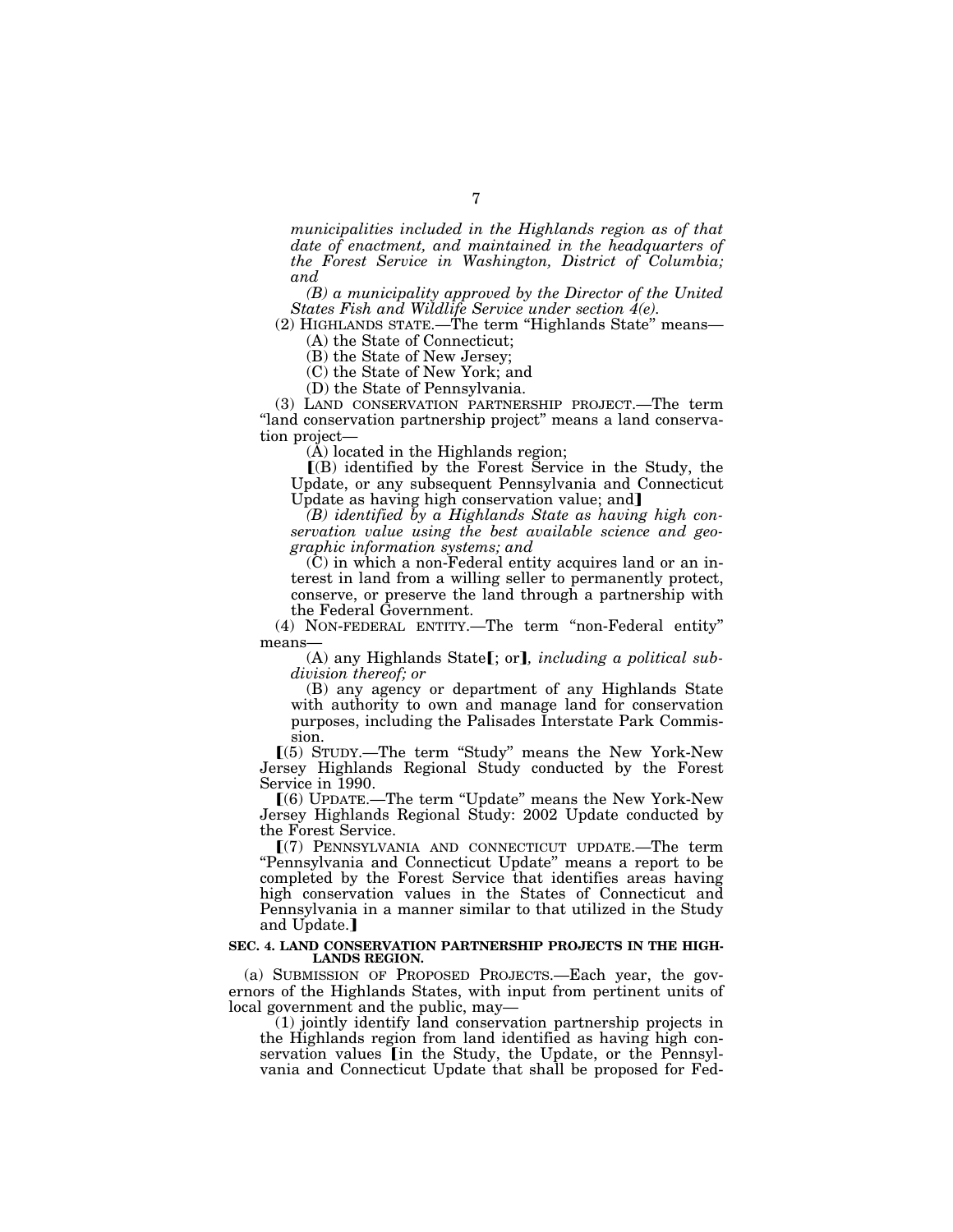*municipalities included in the Highlands region as of that date of enactment, and maintained in the headquarters of the Forest Service in Washington, District of Columbia; and*

*(B) a municipality approved by the Director of the United States Fish and Wildlife Service under section 4(e).*

(2) HIGHLANDS STATE.—The term "Highlands State" means—

(A) the State of Connecticut;

(B) the State of New Jersey;

(C) the State of New York; and

(D) the State of Pennsylvania.

(3) LAND CONSERVATION PARTNERSHIP PROJECT.—The term "land conservation partnership project" means a land conservation project—

(A) located in the Highlands region;

⟦(B) identified by the Forest Service in the Study, the Update, or any subsequent Pennsylvania and Connecticut Update as having high conservation value; and⟧

*(B) identified by a Highlands State as having high conservation value using the best available science and geographic information systems; and*

(C) in which a non-Federal entity acquires land or an interest in land from a willing seller to permanently protect, conserve, or preserve the land through a partnership with the Federal Government.

(4) NON-FEDERAL ENTITY.—The term "non-Federal entity" means—

(A) any Highlands State⟦; or⟧*, including a political subdivision thereof; or*

(B) any agency or department of any Highlands State with authority to own and manage land for conservation purposes, including the Palisades Interstate Park Commission.

⟦(5) STUDY.—The term "Study" means the New York-New Jersey Highlands Regional Study conducted by the Forest Service in 1990.

⟦(6) UPDATE.—The term "Update" means the New York-New Jersey Highlands Regional Study: 2002 Update conducted by the Forest Service.

⟦(7) PENNSYLVANIA AND CONNECTICUT UPDATE.—The term "Pennsylvania and Connecticut Update" means a report to be completed by the Forest Service that identifies areas having high conservation values in the States of Connecticut and Pennsylvania in a manner similar to that utilized in the Study and Update.⟧

**SEC. 4. LAND CONSERVATION PARTNERSHIP PROJECTS IN THE HIGHLANDS REGION.**

(a) SUBMISSION OF PROPOSED PROJECTS.—Each year, the governors of the Highlands States, with input from pertinent units of local government and the public, may—

(1) jointly identify land conservation partnership projects in the Highlands region from land identified as having high conservation values ⟦in the Study, the Update, or the Pennsylvania and Connecticut Update that shall be proposed for Fed-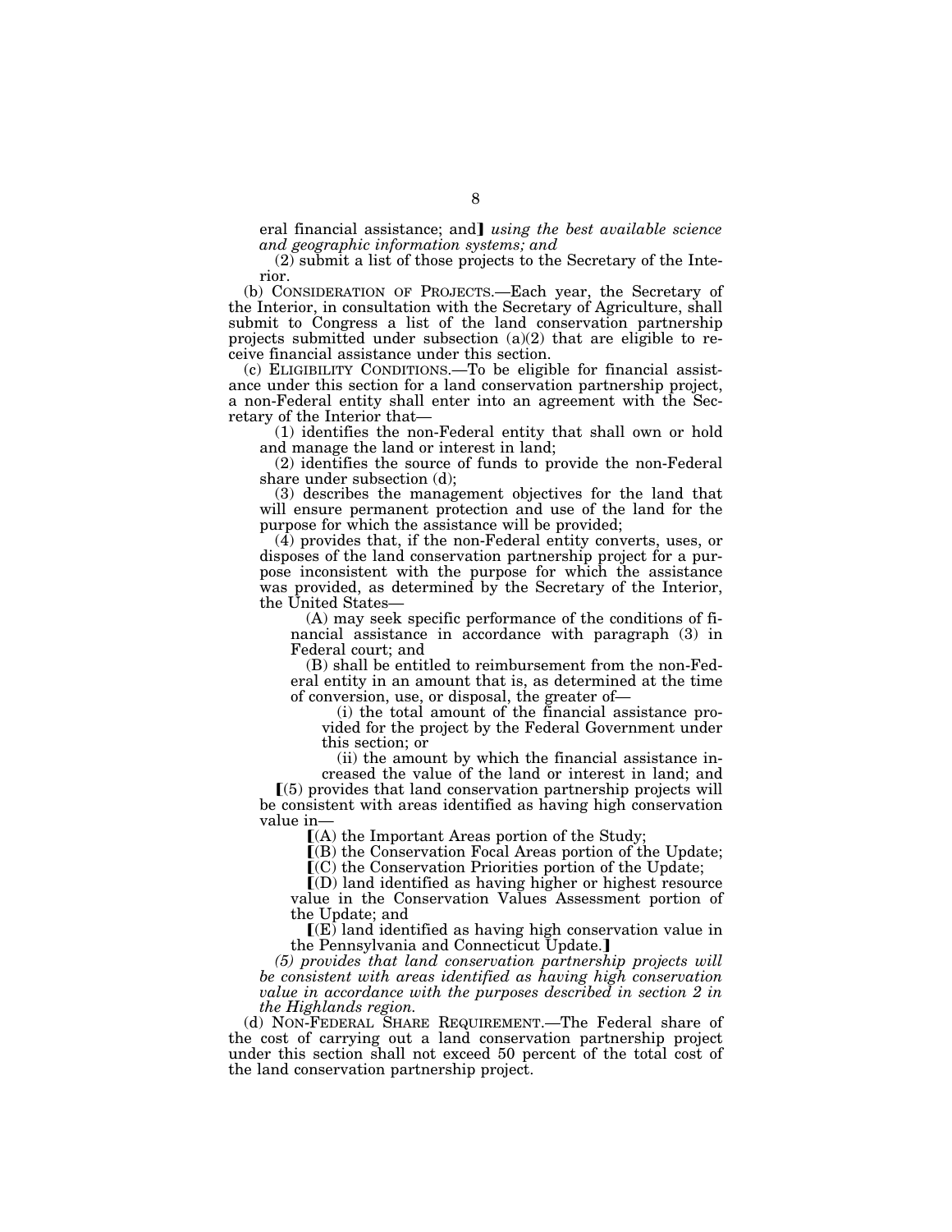eral financial assistance; and] *using the best available science and geographic information systems; and*

(2) submit a list of those projects to the Secretary of the Interior.

(b) CONSIDERATION OF PROJECTS.—Each year, the Secretary of the Interior, in consultation with the Secretary of Agriculture, shall submit to Congress a list of the land conservation partnership projects submitted under subsection (a)(2) that are eligible to receive financial assistance under this section.

(c) ELIGIBILITY CONDITIONS.—To be eligible for financial assistance under this section for a land conservation partnership project, a non-Federal entity shall enter into an agreement with the Secretary of the Interior that—

(1) identifies the non-Federal entity that shall own or hold and manage the land or interest in land;

(2) identifies the source of funds to provide the non-Federal share under subsection (d);

(3) describes the management objectives for the land that will ensure permanent protection and use of the land for the purpose for which the assistance will be provided;

(4) provides that, if the non-Federal entity converts, uses, or disposes of the land conservation partnership project for a purpose inconsistent with the purpose for which the assistance was provided, as determined by the Secretary of the Interior, the United States—

(A) may seek specific performance of the conditions of financial assistance in accordance with paragraph (3) in Federal court; and

(B) shall be entitled to reimbursement from the non-Federal entity in an amount that is, as determined at the time of conversion, use, or disposal, the greater of—

(i) the total amount of the financial assistance provided for the project by the Federal Government under this section; or

(ii) the amount by which the financial assistance increased the value of the land or interest in land; and

[(5) provides that land conservation partnership projects will be consistent with areas identified as having high conservation value in—

[(A) the Important Areas portion of the Study;

[(B) the Conservation Focal Areas portion of the Update;

[(C) the Conservation Priorities portion of the Update;

[(D) land identified as having higher or highest resource value in the Conservation Values Assessment portion of the Update; and

[(E) land identified as having high conservation value in the Pennsylvania and Connecticut Update.]

*(5) provides that land conservation partnership projects will be consistent with areas identified as having high conservation value in accordance with the purposes described in section 2 in the Highlands region.*

(d) NON-FEDERAL SHARE REQUIREMENT.—The Federal share of the cost of carrying out a land conservation partnership project under this section shall not exceed 50 percent of the total cost of the land conservation partnership project.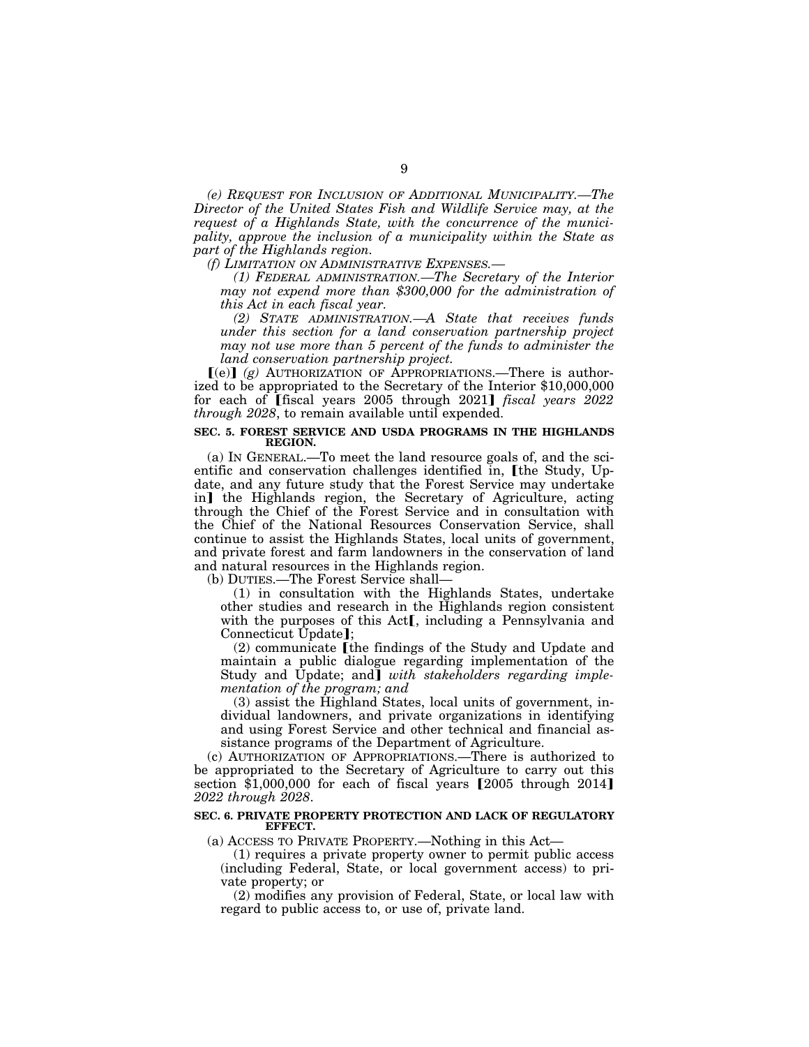*(e) REQUEST FOR INCLUSION OF ADDITIONAL MUNICIPALITY.—The Director of the United States Fish and Wildlife Service may, at the request of a Highlands State, with the concurrence of the municipality, approve the inclusion of a municipality within the State as part of the Highlands region.*

*(f) LIMITATION ON ADMINISTRATIVE EXPENSES.—*

*(1) FEDERAL ADMINISTRATION.—The Secretary of the Interior may not expend more than $300,000 for the administration of this Act in each fiscal year.*

*(2) STATE ADMINISTRATION.—A State that receives funds under this section for a land conservation partnership project may not use more than 5 percent of the funds to administer the land conservation partnership project.*

⟦(e)⟧ *(g)* AUTHORIZATION OF APPROPRIATIONS.—There is authorized to be appropriated to the Secretary of the Interior $10,000,000 for each of ⟦fiscal years 2005 through 2021⟧ *fiscal years 2022 through 2028*, to remain available until expended.

**SEC. 5. FOREST SERVICE AND USDA PROGRAMS IN THE HIGHLANDS REGION.**

(a) IN GENERAL.—To meet the land resource goals of, and the scientific and conservation challenges identified in, ⟦the Study, Update, and any future study that the Forest Service may undertake in⟧ the Highlands region, the Secretary of Agriculture, acting through the Chief of the Forest Service and in consultation with the Chief of the National Resources Conservation Service, shall continue to assist the Highlands States, local units of government, and private forest and farm landowners in the conservation of land and natural resources in the Highlands region.

(b) DUTIES.—The Forest Service shall—

(1) in consultation with the Highlands States, undertake other studies and research in the Highlands region consistent with the purposes of this Act⟦, including a Pennsylvania and Connecticut Update⟧;

(2) communicate ⟦the findings of the Study and Update and maintain a public dialogue regarding implementation of the Study and Update; and⟧ *with stakeholders regarding implementation of the program; and*

(3) assist the Highland States, local units of government, individual landowners, and private organizations in identifying and using Forest Service and other technical and financial assistance programs of the Department of Agriculture.

(c) AUTHORIZATION OF APPROPRIATIONS.—There is authorized to be appropriated to the Secretary of Agriculture to carry out this section $1,000,000 for each of fiscal years ⟦2005 through 2014⟧ *2022 through 2028*.

**SEC. 6. PRIVATE PROPERTY PROTECTION AND LACK OF REGULATORY EFFECT.**

(a) ACCESS TO PRIVATE PROPERTY.—Nothing in this Act—

(1) requires a private property owner to permit public access (including Federal, State, or local government access) to private property; or

(2) modifies any provision of Federal, State, or local law with regard to public access to, or use of, private land.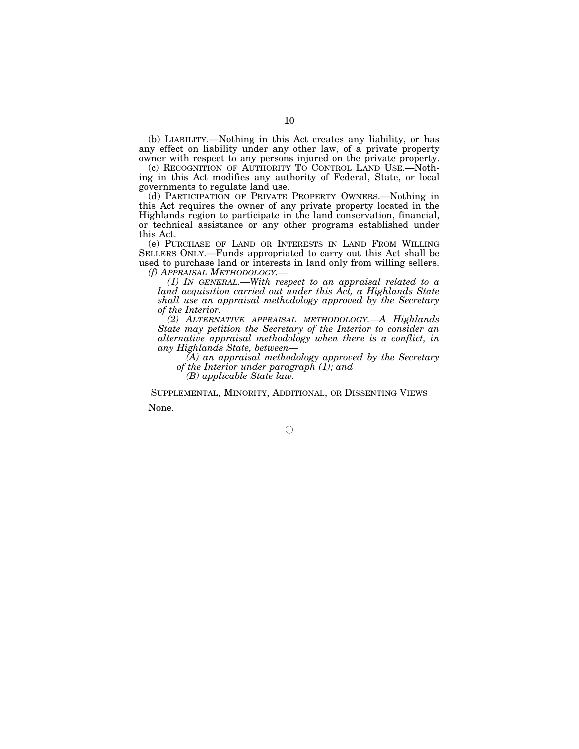(b) LIABILITY.—Nothing in this Act creates any liability, or has any effect on liability under any other law, of a private property owner with respect to any persons injured on the private property.

(c) RECOGNITION OF AUTHORITY TO CONTROL LAND USE.—Nothing in this Act modifies any authority of Federal, State, or local governments to regulate land use.

(d) PARTICIPATION OF PRIVATE PROPERTY OWNERS.—Nothing in this Act requires the owner of any private property located in the Highlands region to participate in the land conservation, financial, or technical assistance or any other programs established under this Act.

(e) PURCHASE OF LAND OR INTERESTS IN LAND FROM WILLING SELLERS ONLY.—Funds appropriated to carry out this Act shall be used to purchase land or interests in land only from willing sellers.

*(f) APPRAISAL METHODOLOGY.—*

*(1) IN GENERAL.—With respect to an appraisal related to a land acquisition carried out under this Act, a Highlands State shall use an appraisal methodology approved by the Secretary of the Interior.*

*(2) ALTERNATIVE APPRAISAL METHODOLOGY.—A Highlands State may petition the Secretary of the Interior to consider an alternative appraisal methodology when there is a conflict, in any Highlands State, between—*

*(A) an appraisal methodology approved by the Secretary of the Interior under paragraph (1); and*

*(B) applicable State law.*

## SUPPLEMENTAL, MINORITY, ADDITIONAL, OR DISSENTING VIEWS

None.